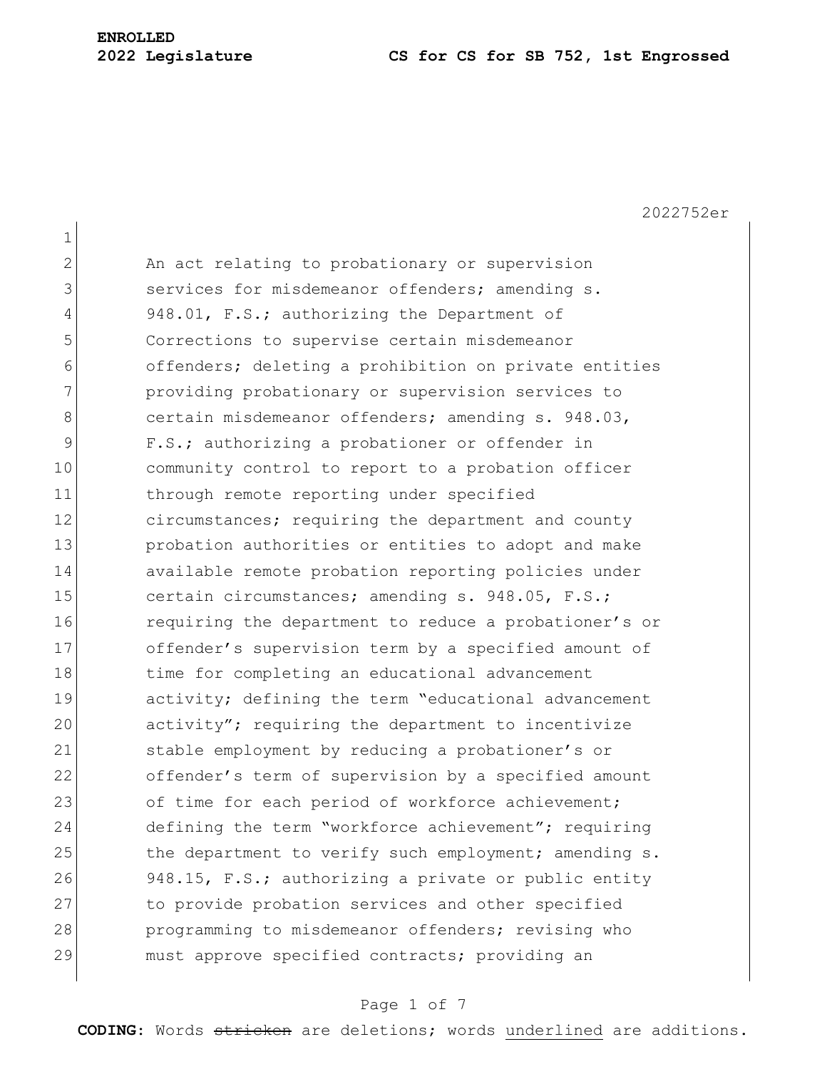**ENROLLED**

**2022 Legislature** **CS for CS for SB 752, 1st Engrossed**

2022752er

An act relating to probationary or supervision services for misdemeanor offenders; amending s. 948.01, F.S.; authorizing the Department of Corrections to supervise certain misdemeanor offenders; deleting a prohibition on private entities providing probationary or supervision services to certain misdemeanor offenders; amending s. 948.03, F.S.; authorizing a probationer or offender in community control to report to a probation officer through remote reporting under specified circumstances; requiring the department and county probation authorities or entities to adopt and make available remote probation reporting policies under certain circumstances; amending s. 948.05, F.S.; requiring the department to reduce a probationer's or offender's supervision term by a specified amount of time for completing an educational advancement activity; defining the term "educational advancement activity"; requiring the department to incentivize stable employment by reducing a probationer's or offender's term of supervision by a specified amount of time for each period of workforce achievement; defining the term "workforce achievement"; requiring the department to verify such employment; amending s. 948.15, F.S.; authorizing a private or public entity to provide probation services and other specified programming to misdemeanor offenders; revising who must approve specified contracts; providing an

**CODING:** Words ~~stricken~~ are deletions; words underlined are additions.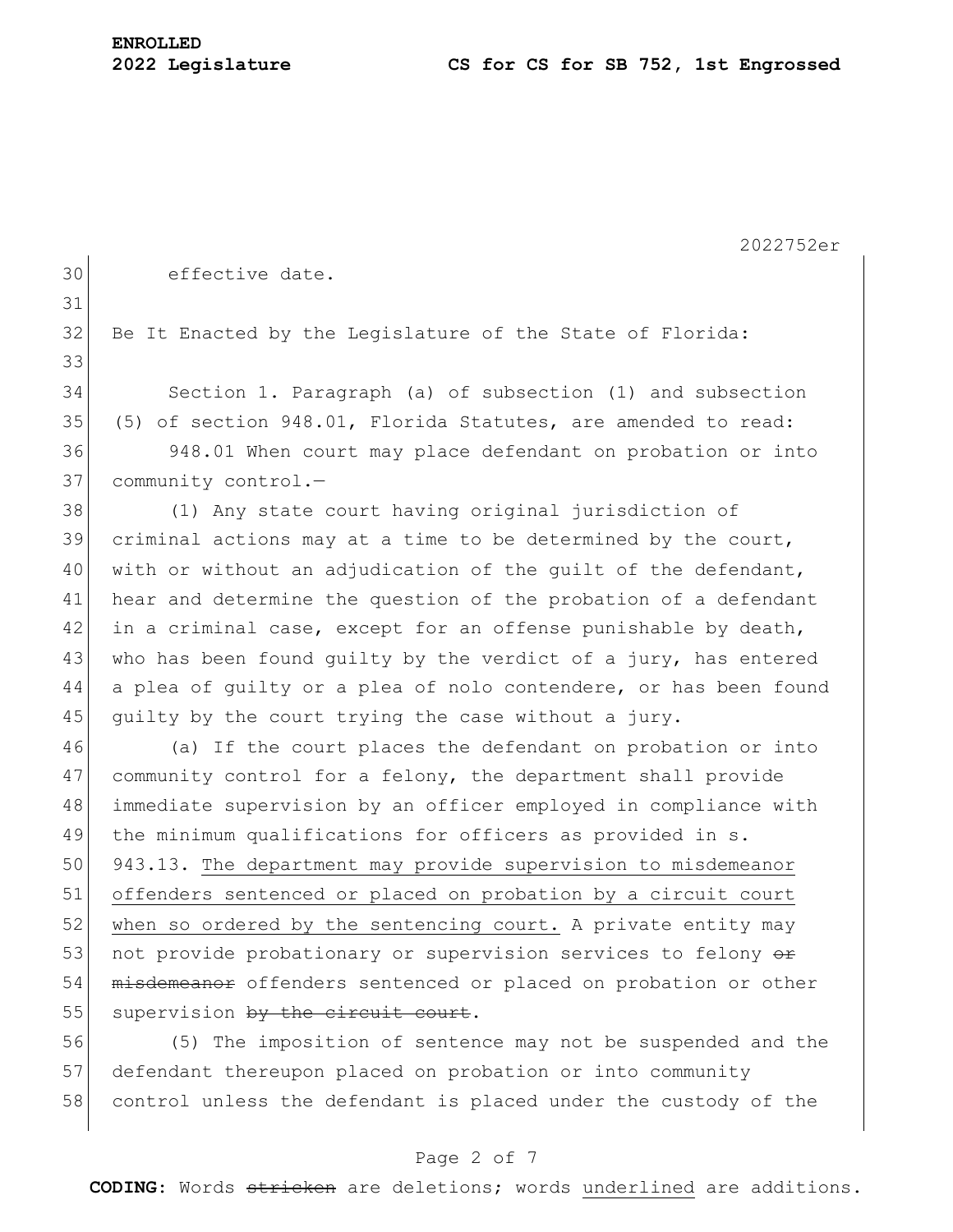effective date.

Be It Enacted by the Legislature of the State of Florida:

Section 1. Paragraph (a) of subsection (1) and subsection (5) of section 948.01, Florida Statutes, are amended to read:

948.01 When court may place defendant on probation or into community control.—

(1) Any state court having original jurisdiction of criminal actions may at a time to be determined by the court, with or without an adjudication of the guilt of the defendant, hear and determine the question of the probation of a defendant in a criminal case, except for an offense punishable by death, who has been found guilty by the verdict of a jury, has entered a plea of guilty or a plea of nolo contendere, or has been found guilty by the court trying the case without a jury.

(a) If the court places the defendant on probation or into community control for a felony, the department shall provide immediate supervision by an officer employed in compliance with the minimum qualifications for officers as provided in s. 943.13. <u>The department may provide supervision to misdemeanor offenders sentenced or placed on probation by a circuit court when so ordered by the sentencing court.</u> A private entity may not provide probationary or supervision services to felony ~~or misdemeanor~~ offenders sentenced or placed on probation or other supervision ~~by the circuit court~~.

(5) The imposition of sentence may not be suspended and the defendant thereupon placed on probation or into community control unless the defendant is placed under the custody of the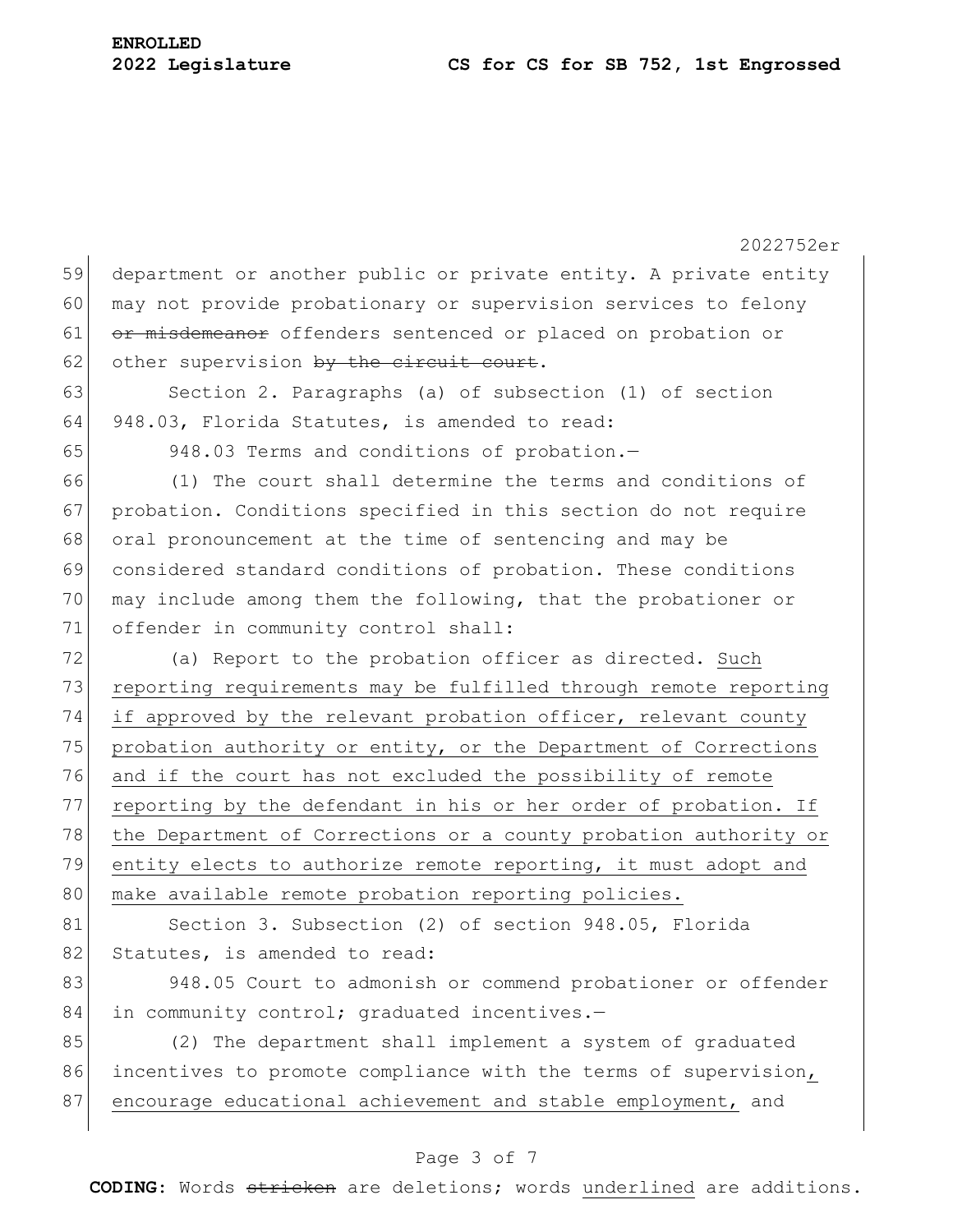department or another public or private entity. A private entity may not provide probationary or supervision services to felony ~~or misdemeanor~~ offenders sentenced or placed on probation or other supervision ~~by the circuit court~~.

Section 2. Paragraphs (a) of subsection (1) of section 948.03, Florida Statutes, is amended to read:

948.03 Terms and conditions of probation.—

(1) The court shall determine the terms and conditions of probation. Conditions specified in this section do not require oral pronouncement at the time of sentencing and may be considered standard conditions of probation. These conditions may include among them the following, that the probationer or offender in community control shall:

(a) Report to the probation officer as directed. <u>Such reporting requirements may be fulfilled through remote reporting if approved by the relevant probation officer, relevant county probation authority or entity, or the Department of Corrections and if the court has not excluded the possibility of remote reporting by the defendant in his or her order of probation. If the Department of Corrections or a county probation authority or entity elects to authorize remote reporting, it must adopt and make available remote probation reporting policies.</u>

Section 3. Subsection (2) of section 948.05, Florida Statutes, is amended to read:

948.05 Court to admonish or commend probationer or offender in community control; graduated incentives.—

(2) The department shall implement a system of graduated incentives to promote compliance with the terms of supervision<u>, encourage educational achievement and stable employment,</u> and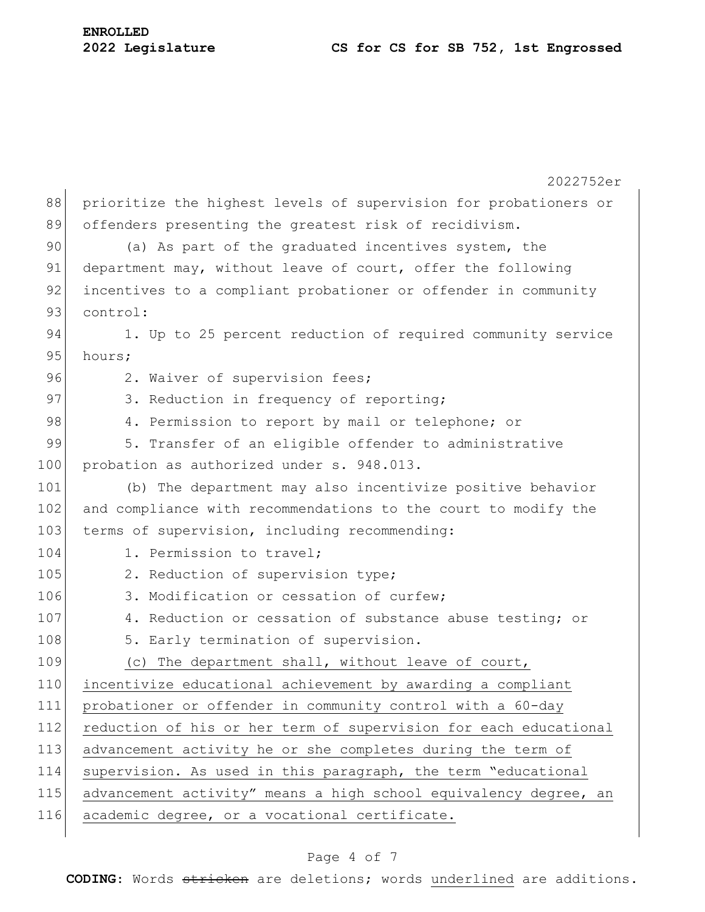prioritize the highest levels of supervision for probationers or offenders presenting the greatest risk of recidivism.

(a) As part of the graduated incentives system, the department may, without leave of court, offer the following incentives to a compliant probationer or offender in community control:

1. Up to 25 percent reduction of required community service hours;

2. Waiver of supervision fees;

3. Reduction in frequency of reporting;

4. Permission to report by mail or telephone; or

5. Transfer of an eligible offender to administrative probation as authorized under s. 948.013.

(b) The department may also incentivize positive behavior and compliance with recommendations to the court to modify the terms of supervision, including recommending:

1. Permission to travel;

2. Reduction of supervision type;

3. Modification or cessation of curfew;

4. Reduction or cessation of substance abuse testing; or

5. Early termination of supervision.

<u>(c) The department shall, without leave of court, incentivize educational achievement by awarding a compliant probationer or offender in community control with a 60-day reduction of his or her term of supervision for each educational advancement activity he or she completes during the term of supervision. As used in this paragraph, the term "educational advancement activity" means a high school equivalency degree, an academic degree, or a vocational certificate.</u>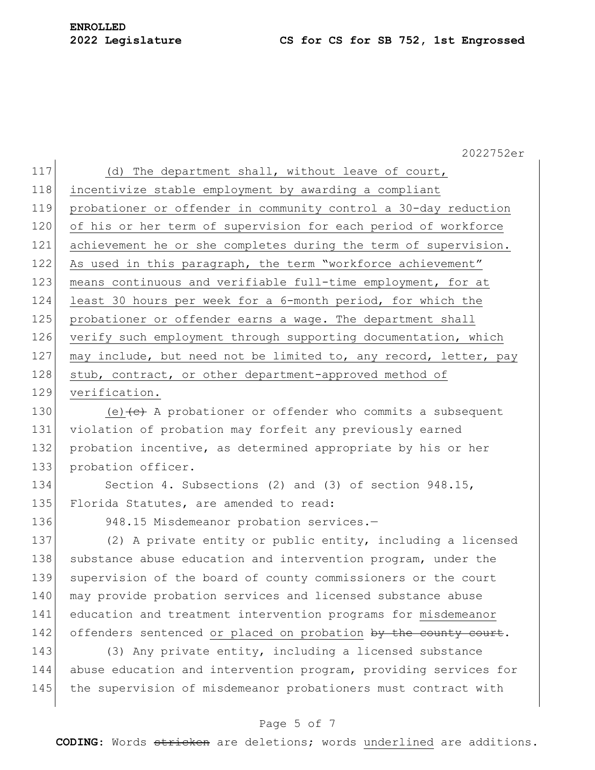(d) The department shall, without leave of court, incentivize stable employment by awarding a compliant probationer or offender in community control a 30-day reduction of his or her term of supervision for each period of workforce achievement he or she completes during the term of supervision. As used in this paragraph, the term "workforce achievement" means continuous and verifiable full-time employment, for at least 30 hours per week for a 6-month period, for which the probationer or offender earns a wage. The department shall verify such employment through supporting documentation, which may include, but need not be limited to, any record, letter, pay stub, contract, or other department-approved method of verification.

(e)~~(c)~~ A probationer or offender who commits a subsequent violation of probation may forfeit any previously earned probation incentive, as determined appropriate by his or her probation officer.

Section 4. Subsections (2) and (3) of section 948.15, Florida Statutes, are amended to read:

948.15 Misdemeanor probation services.—

(2) A private entity or public entity, including a licensed substance abuse education and intervention program, under the supervision of the board of county commissioners or the court may provide probation services and licensed substance abuse education and treatment intervention programs for misdemeanor offenders sentenced or placed on probation ~~by the county court~~.

(3) Any private entity, including a licensed substance abuse education and intervention program, providing services for the supervision of misdemeanor probationers must contract with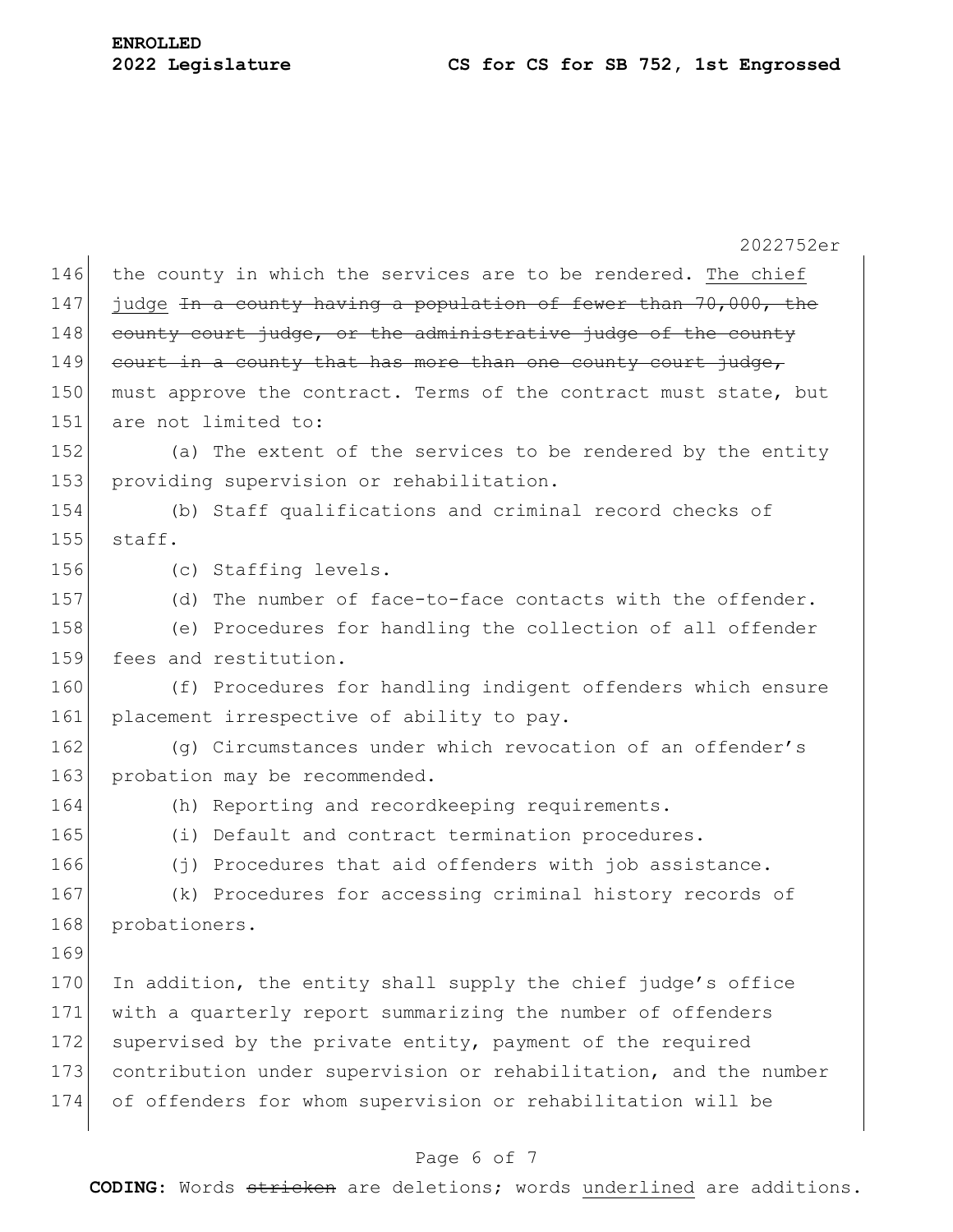the county in which the services are to be rendered. <u>The chief judge</u> ~~In a county having a population of fewer than 70,000, the county court judge, or the administrative judge of the county court in a county that has more than one county court judge,~~ must approve the contract. Terms of the contract must state, but are not limited to:

(a) The extent of the services to be rendered by the entity providing supervision or rehabilitation.

(b) Staff qualifications and criminal record checks of staff.

(c) Staffing levels.

(d) The number of face-to-face contacts with the offender.

(e) Procedures for handling the collection of all offender fees and restitution.

(f) Procedures for handling indigent offenders which ensure placement irrespective of ability to pay.

(g) Circumstances under which revocation of an offender's probation may be recommended.

(h) Reporting and recordkeeping requirements.

(i) Default and contract termination procedures.

(j) Procedures that aid offenders with job assistance.

(k) Procedures for accessing criminal history records of probationers.

In addition, the entity shall supply the chief judge's office with a quarterly report summarizing the number of offenders supervised by the private entity, payment of the required contribution under supervision or rehabilitation, and the number of offenders for whom supervision or rehabilitation will be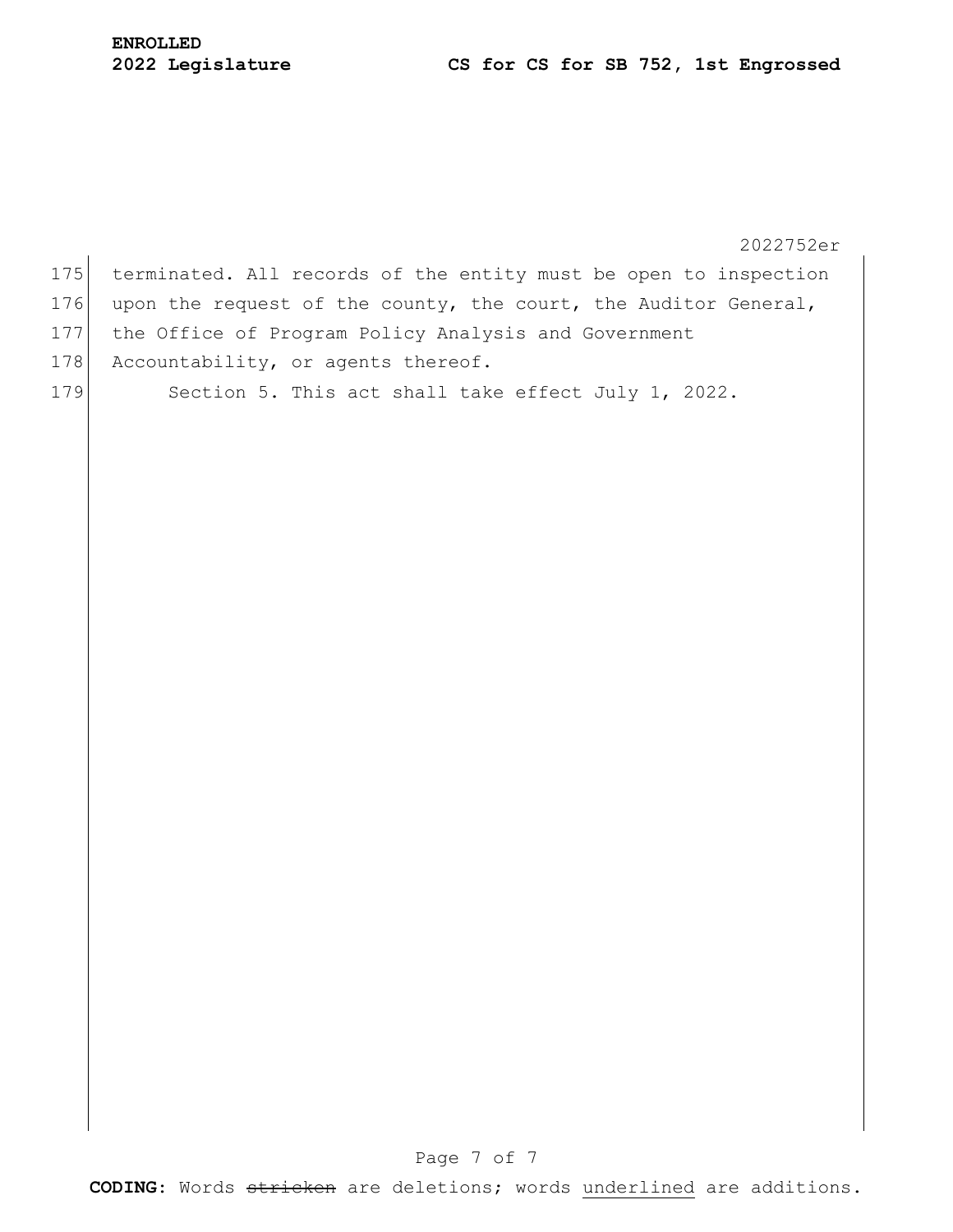terminated. All records of the entity must be open to inspection upon the request of the county, the court, the Auditor General, the Office of Program Policy Analysis and Government Accountability, or agents thereof.

Section 5. This act shall take effect July 1, 2022.